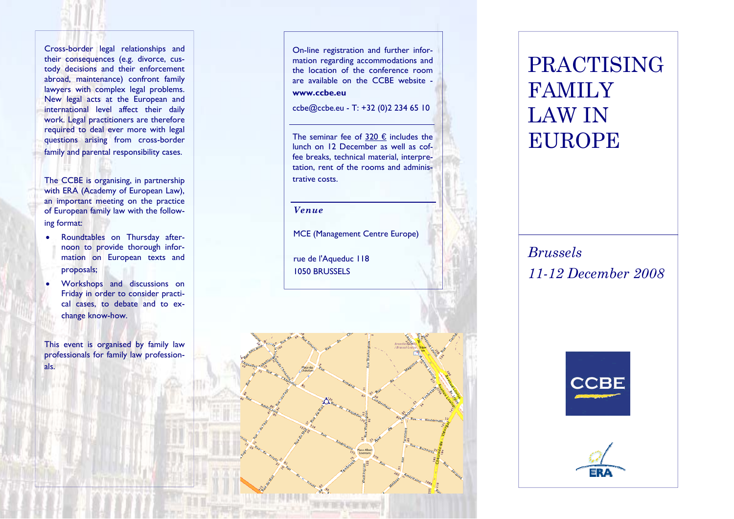Cross-border legal relationships and their consequences (e.g. divorce, custody decisions and their enforcement abroad, maintenance) confront family lawyers with complex legal problems. New legal acts at the European and international level affect their daily work. Legal practitioners are therefore required to deal ever more with legal questions arising from cross-border family and parental responsibility cases.

The CCBE is organising, in partnership with ERA (Academy of European Law), an important meeting on the practice of European family law with the following format:

- Roundtables on Thursday afternoon to provide thorough information on European texts and proposals;
- Workshops and discussions on Friday in order to consider practical cases, to debate and to exchange know-how.

This event is organised by family law professionals for family law professionals.

On-line registration and further information regarding accommodations and the location of the conference room are available on the CCBE website - **www.ccbe.eu**

ccbe@ccbe.eu - T: +32 (0)2 234 65 10

The seminar fee of 320 € includes the lunch on 12 December as well as coffee breaks, technical material, interpretation, rent of the rooms and administrative costs.

***Venue***

MCE (Management Centre Europe)

rue de l'Aqueduc 118
1050 BRUSSELS

# PRACTISING FAMILY LAW IN EUROPE

*Brussels*
*11-12 December 2008*

CCBE

ERA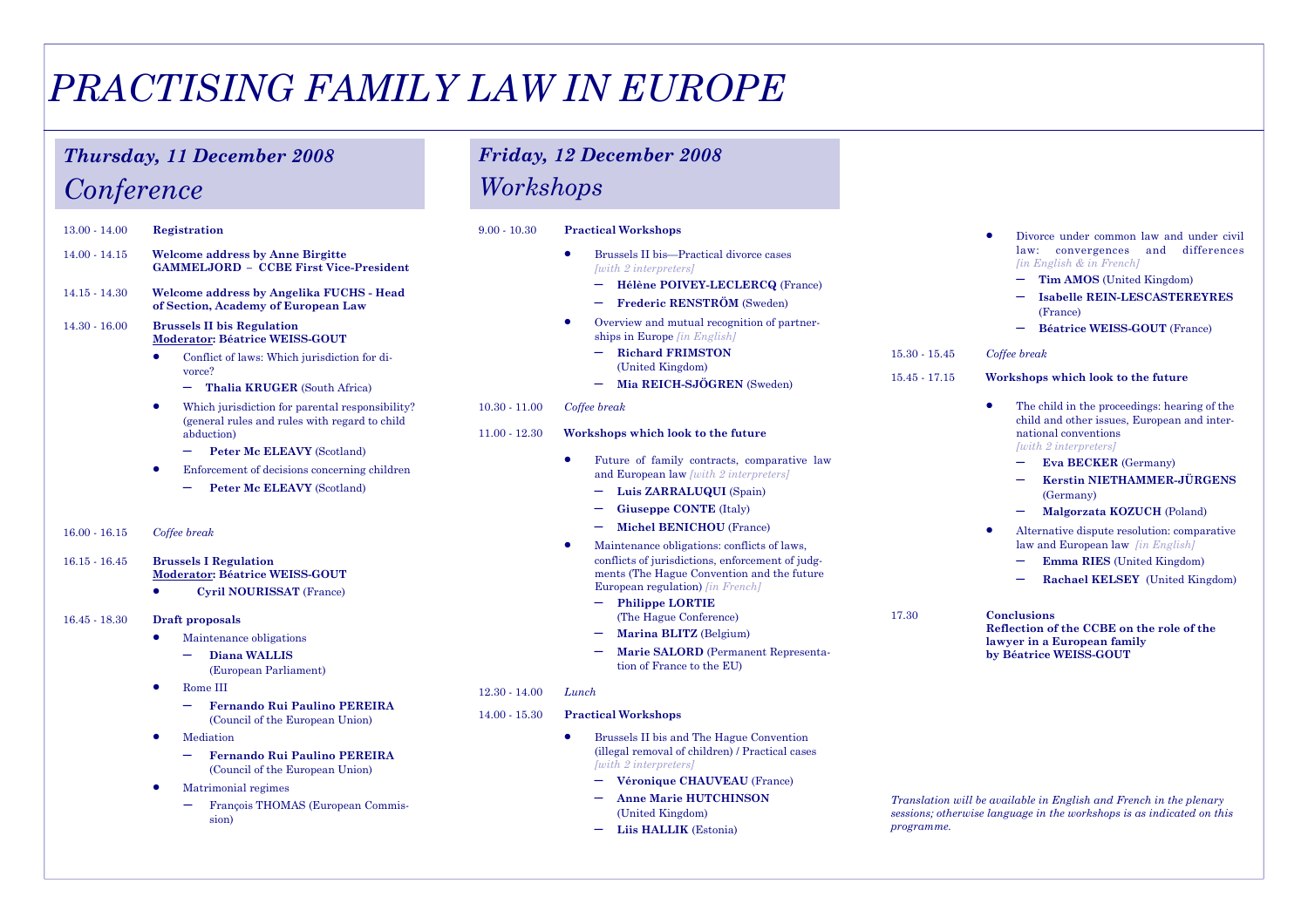# PRACTISING FAMILY LAW IN EUROPE

## *Thursday, 11 December 2008*
## *Conference*

13.00 - 14.00 **Registration**

14.00 - 14.15 **Welcome address by Anne Birgitte GAMMELJORD – CCBE First Vice-President**

14.15 - 14.30 **Welcome address by Angelika FUCHS - Head of Section, Academy of European Law**

14.30 - 16.00 **Brussels II bis Regulation**
**Moderator: Béatrice WEISS-GOUT**

- Conflict of laws: Which jurisdiction for divorce?
  - **Thalia KRUGER** (South Africa)
- Which jurisdiction for parental responsibility? (general rules and rules with regard to child abduction)
  - **Peter Mc ELEAVY** (Scotland)
- Enforcement of decisions concerning children
  - **Peter Mc ELEAVY** (Scotland)

16.00 - 16.15 *Coffee break*

16.15 - 16.45 **Brussels I Regulation**
**Moderator: Béatrice WEISS-GOUT**

- **Cyril NOURISSAT** (France)

16.45 - 18.30 **Draft proposals**

- Maintenance obligations
  - **Diana WALLIS** (European Parliament)
- Rome III
  - **Fernando Rui Paulino PEREIRA** (Council of the European Union)
- Mediation
  - **Fernando Rui Paulino PEREIRA** (Council of the European Union)
- Matrimonial regimes
  - François THOMAS (European Commission)

## *Friday, 12 December 2008*
## *Workshops*

9.00 - 10.30 **Practical Workshops**

- Brussels II bis—Practical divorce cases *[with 2 interpreters]*
  - **Hélène POIVEY-LECLERCQ** (France)
  - **Frederic RENSTRÖM** (Sweden)
- Overview and mutual recognition of partnerships in Europe *[in English]*
  - **Richard FRIMSTON** (United Kingdom)
  - **Mia REICH-SJÖGREN** (Sweden)

10.30 - 11.00 *Coffee break*

11.00 - 12.30 **Workshops which look to the future**

- Future of family contracts, comparative law and European law *[with 2 interpreters]*
  - **Luis ZARRALUQUI** (Spain)
  - **Giuseppe CONTE** (Italy)
  - **Michel BENICHOU** (France)
- Maintenance obligations: conflicts of laws, conflicts of jurisdictions, enforcement of judgments (The Hague Convention and the future European regulation) *[in French]*
  - **Philippe LORTIE** (The Hague Conference)
  - **Marina BLITZ** (Belgium)
  - **Marie SALORD** (Permanent Representation of France to the EU)

12.30 - 14.00 *Lunch*

14.00 - 15.30 **Practical Workshops**

- Brussels II bis and The Hague Convention (illegal removal of children) / Practical cases *[with 2 interpreters]*
  - **Véronique CHAUVEAU** (France)
  - **Anne Marie HUTCHINSON** (United Kingdom)
  - **Liis HALLIK** (Estonia)
- Divorce under common law and under civil law: convergences and differences *[in English & in French]*
  - **Tim AMOS** (United Kingdom)
  - **Isabelle REIN-LESCASTEREYRES** (France)
  - **Béatrice WEISS-GOUT** (France)

15.30 - 15.45 *Coffee break*

15.45 - 17.15 **Workshops which look to the future**

- The child in the proceedings: hearing of the child and other issues, European and international conventions *[with 2 interpreters]*
  - **Eva BECKER** (Germany)
  - **Kerstin NIETHAMMER-JÜRGENS** (Germany)
  - **Malgorzata KOZUCH** (Poland)
- Alternative dispute resolution: comparative law and European law *[in English]*
  - **Emma RIES** (United Kingdom)
  - **Rachael KELSEY** (United Kingdom)

17.30 **Conclusions**
**Reflection of the CCBE on the role of the lawyer in a European family by Béatrice WEISS-GOUT**

*Translation will be available in English and French in the plenary sessions; otherwise language in the workshops is as indicated on this programme.*